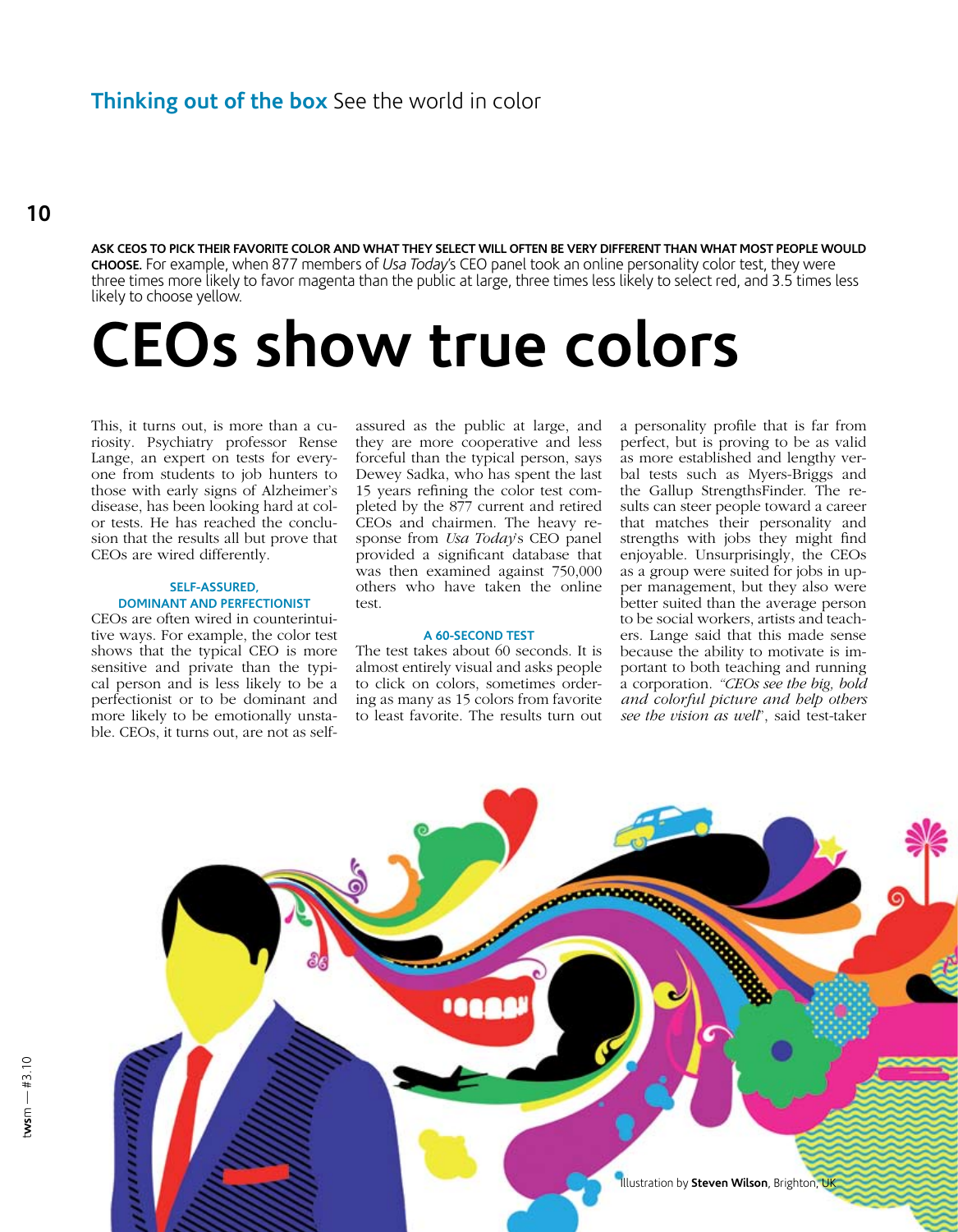**Thinking out of the box** See the world in color

**ASK CEOS TO PICK THEIR FAVORITE COLOR AND WHAT THEY SELECT WILL OFTEN BE VERY DIFFERENT THAN WHAT MOST PEOPLE WOULD CHOOSE.** For example, when 877 members of *Usa Today*'s CEO panel took an online personality color test, they were three times more likely to favor magenta than the public at large, three times less likely to select red, and 3.5 times less likely to choose yellow.

# CEOs show true colors

This, it turns out, is more than a curiosity. Psychiatry professor Rense Lange, an expert on tests for everyone from students to job hunters to those with early signs of Alzheimer's disease, has been looking hard at color tests. He has reached the conclusion that the results all but prove that CEOs are wired differently.

### SELF-ASSURED, DOMINANT AND PERFECTIONIST

CEOs are often wired in counterintuitive ways. For example, the color test shows that the typical CEO is more sensitive and private than the typical person and is less likely to be a perfectionist or to be dominant and more likely to be emotionally unstable. CEOs, it turns out, are not as self-assured as the public at large, and they are more cooperative and less forceful than the typical person, says Dewey Sadka, who has spent the last 15 years refining the color test completed by the 877 current and retired CEOs and chairmen. The heavy response from *Usa Today*'s CEO panel provided a significant database that was then examined against 750,000 others who have taken the online test.

### A 60-SECOND TEST

The test takes about 60 seconds. It is almost entirely visual and asks people to click on colors, sometimes ordering as many as 15 colors from favorite to least favorite. The results turn out a personality profile that is far from perfect, but is proving to be as valid as more established and lengthy verbal tests such as Myers-Briggs and the Gallup StrengthsFinder. The results can steer people toward a career that matches their personality and strengths with jobs they might find enjoyable. Unsurprisingly, the CEOs as a group were suited for jobs in upper management, but they also were better suited than the average person to be social workers, artists and teachers. Lange said that this made sense because the ability to motivate is important to both teaching and running a corporation. *"CEOs see the big, bold and colorful picture and help others see the vision as well"*, said test-taker

Illustration by **Steven Wilson**, Brighton, UK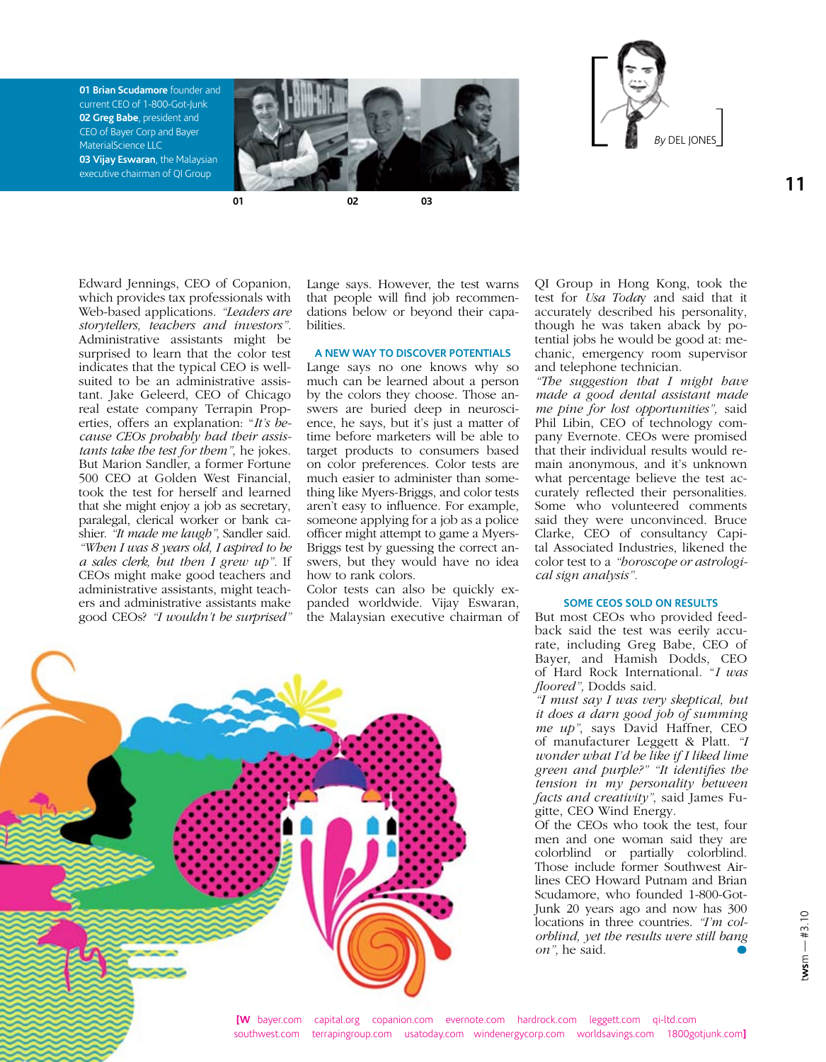01 **Brian Scudamore** founder and current CEO of 1-800-Got-Junk
02 **Greg Babe**, president and CEO of Bayer Corp and Bayer MaterialScience LLC
03 **Vijay Eswaran**, the Malaysian executive chairman of QI Group

01 02 03

*By* DEL JONES

Edward Jennings, CEO of Copanion, which provides tax professionals with Web-based applications. *"Leaders are storytellers, teachers and investors".* Administrative assistants might be surprised to learn that the color test indicates that the typical CEO is well-suited to be an administrative assistant. Jake Geleerd, CEO of Chicago real estate company Terrapin Properties, offers an explanation: "*It's because CEOs probably had their assistants take the test for them"*, he jokes. But Marion Sandler, a former Fortune 500 CEO at Golden West Financial, took the test for herself and learned that she might enjoy a job as secretary, paralegal, clerical worker or bank cashier. *"It made me laugh"*, Sandler said. *"When I was 8 years old, I aspired to be a sales clerk, but then I grew up".* If CEOs might make good teachers and administrative assistants, might teachers and administrative assistants make good CEOs? *"I wouldn't be surprised"* Lange says. However, the test warns that people will find job recommendations below or beyond their capabilities.

### A NEW WAY TO DISCOVER POTENTIALS

Lange says no one knows why so much can be learned about a person by the colors they choose. Those answers are buried deep in neuroscience, he says, but it's just a matter of time before marketers will be able to target products to consumers based on color preferences. Color tests are much easier to administer than something like Myers-Briggs, and color tests aren't easy to influence. For example, someone applying for a job as a police officer might attempt to game a Myers-Briggs test by guessing the correct answers, but they would have no idea how to rank colors.

Color tests can also be quickly expanded worldwide. Vijay Eswaran, the Malaysian executive chairman of QI Group in Hong Kong, took the test for *Usa Today* and said that it accurately described his personality, though he was taken aback by potential jobs he would be good at: mechanic, emergency room supervisor and telephone technician.

*"The suggestion that I might have made a good dental assistant made me pine for lost opportunities"*, said Phil Libin, CEO of technology company Evernote. CEOs were promised that their individual results would remain anonymous, and it's unknown what percentage believe the test accurately reflected their personalities. Some who volunteered comments said they were unconvinced. Bruce Clarke, CEO of consultancy Capital Associated Industries, likened the color test to a *"horoscope or astrological sign analysis".*

### SOME CEOS SOLD ON RESULTS

But most CEOs who provided feedback said the test was eerily accurate, including Greg Babe, CEO of Bayer, and Hamish Dodds, CEO of Hard Rock International. "*I was floored"*, Dodds said.

*"I must say I was very skeptical, but it does a darn good job of summing me up"*, says David Haffner, CEO of manufacturer Leggett & Platt. *"I wonder what I'd be like if I liked lime green and purple?" "It identifies the tension in my personality between facts and creativity"*, said James Fugitte, CEO Wind Energy.

Of the CEOs who took the test, four men and one woman said they are colorblind or partially colorblind. Those include former Southwest Airlines CEO Howard Putnam and Brian Scudamore, who founded 1-800-Got-Junk 20 years ago and now has 300 locations in three countries. *"I'm colorblind, yet the results were still bang on"*, he said.

[W bayer.com capital.org copanion.com evernote.com hardrock.com leggett.com qi-ltd.com southwest.com terrapingroup.com usatoday.com windenergycorp.com worldsavings.com 1800gotjunk.com]